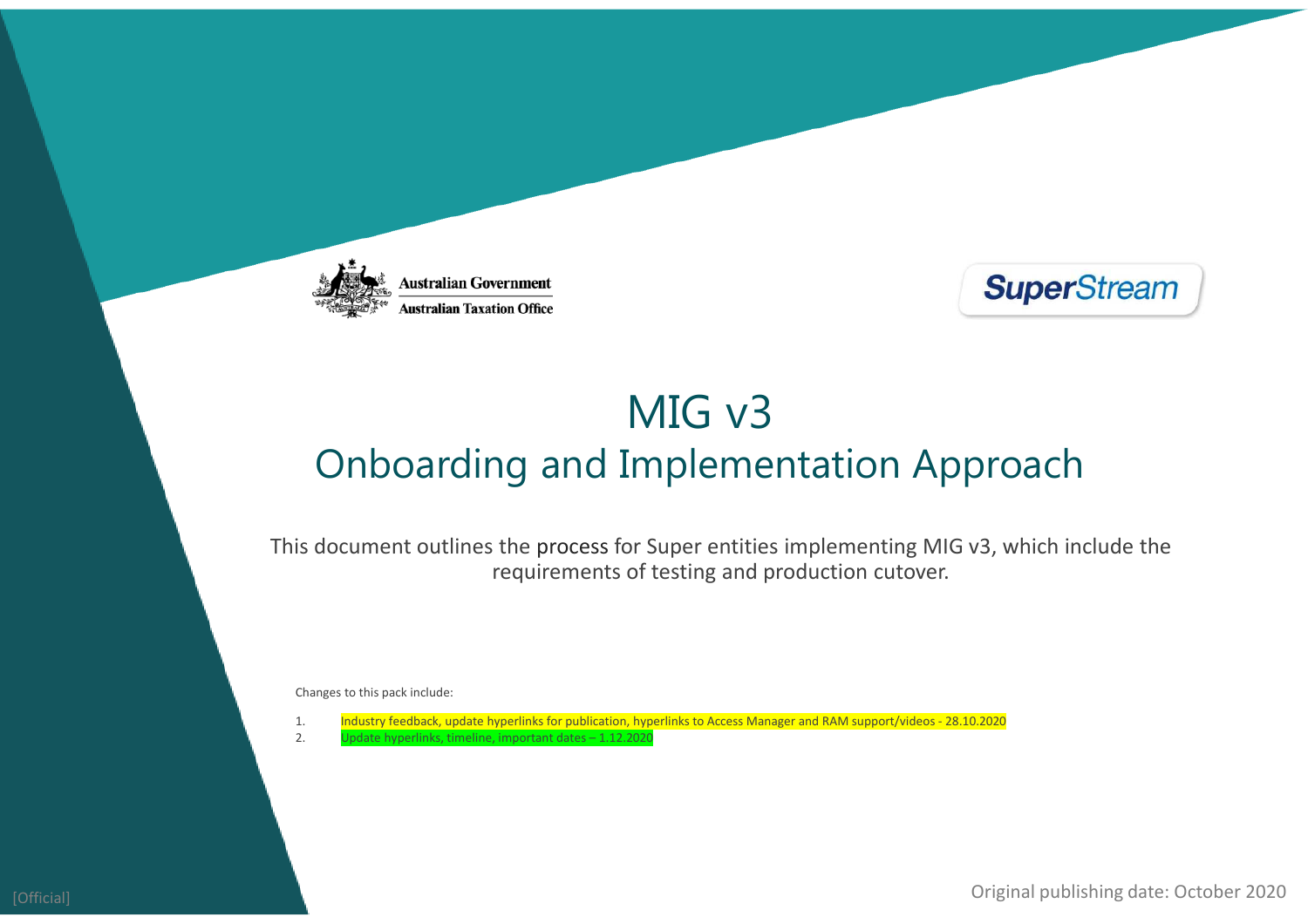Australian Government
Australian Taxation Office

SuperStream

# MIG v3
## Onboarding and Implementation Approach

This document outlines the process for Super entities implementing MIG v3, which include the requirements of testing and production cutover.

Changes to this pack include:

1. Industry feedback, update hyperlinks for publication, hyperlinks to Access Manager and RAM support/videos - 28.10.2020
2. Update hyperlinks, timeline, important dates – 1.12.2020

[Official]

Original publishing date: October 2020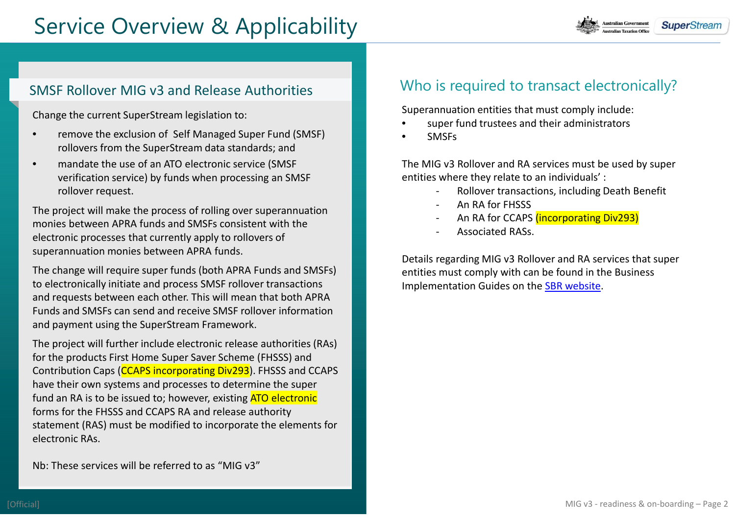# Service Overview & Applicability

## SMSF Rollover MIG v3 and Release Authorities

Change the current SuperStream legislation to:

- remove the exclusion of Self Managed Super Fund (SMSF) rollovers from the SuperStream data standards; and
- mandate the use of an ATO electronic service (SMSF verification service) by funds when processing an SMSF rollover request.

The project will make the process of rolling over superannuation monies between APRA funds and SMSFs consistent with the electronic processes that currently apply to rollovers of superannuation monies between APRA funds.

The change will require super funds (both APRA Funds and SMSFs) to electronically initiate and process SMSF rollover transactions and requests between each other. This will mean that both APRA Funds and SMSFs can send and receive SMSF rollover information and payment using the SuperStream Framework.

The project will further include electronic release authorities (RAs) for the products First Home Super Saver Scheme (FHSSS) and Contribution Caps (CCAPS incorporating Div293). FHSSS and CCAPS have their own systems and processes to determine the super fund an RA is to be issued to; however, existing ATO electronic forms for the FHSSS and CCAPS RA and release authority statement (RAS) must be modified to incorporate the elements for electronic RAs.

Nb: These services will be referred to as “MIG v3”

## Who is required to transact electronically?

Superannuation entities that must comply include:

- super fund trustees and their administrators
- SMSFs

The MIG v3 Rollover and RA services must be used by super entities where they relate to an individuals’ :

- Rollover transactions, including Death Benefit
- An RA for FHSSS
- An RA for CCAPS (incorporating Div293)
- Associated RASs.

Details regarding MIG v3 Rollover and RA services that super entities must comply with can be found in the Business Implementation Guides on the SBR website.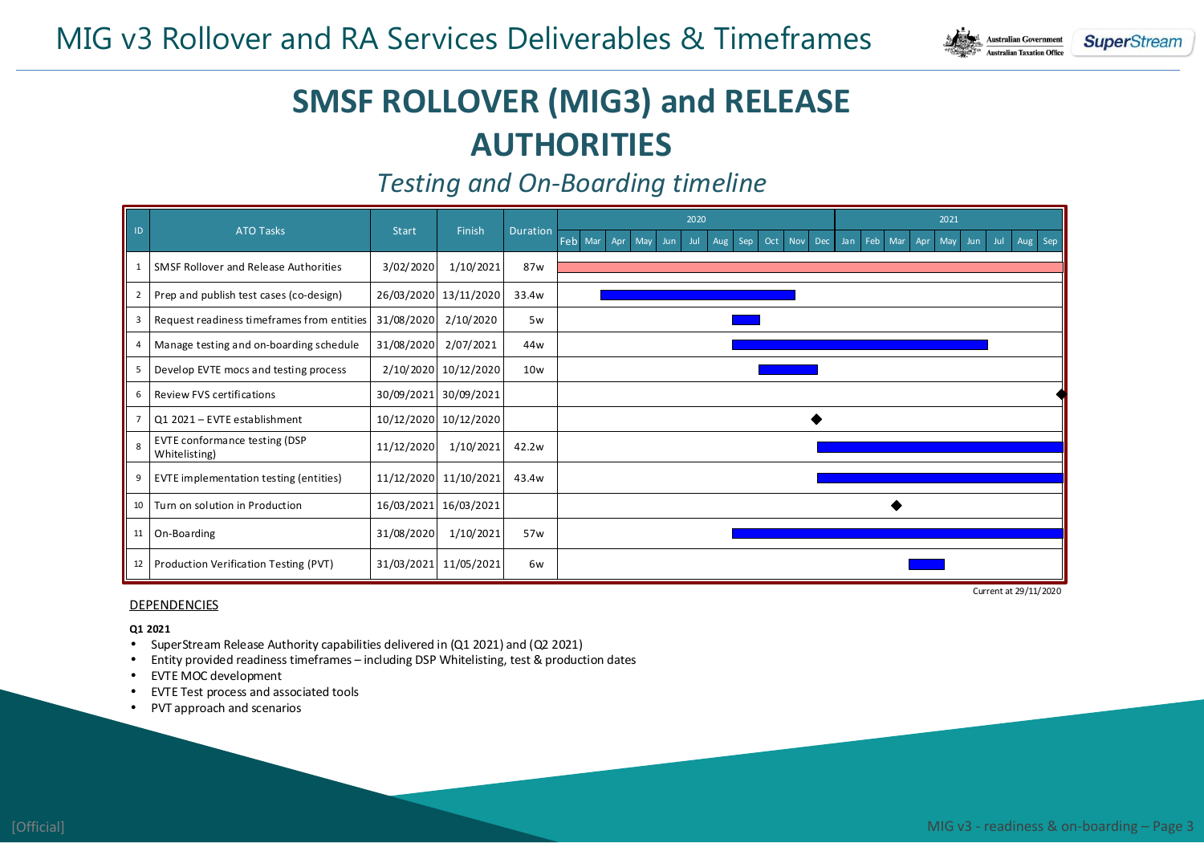# MIG v3 Rollover and RA Services Deliverables & Timeframes

## SMSF ROLLOVER (MIG3) and RELEASE AUTHORITIES

### *Testing and On-Boarding timeline*

| ID | ATO Tasks | Start | Finish | Duration |
|---|---|---|---|---|
| 1 | SMSF Rollover and Release Authorities | 3/02/2020 | 1/10/2021 | 87w |
| 2 | Prep and publish test cases (co-design) | 26/03/2020 | 13/11/2020 | 33.4w |
| 3 | Request readiness timeframes from entities | 31/08/2020 | 2/10/2020 | 5w |
| 4 | Manage testing and on-boarding schedule | 31/08/2020 | 2/07/2021 | 44w |
| 5 | Develop EVTE mocs and testing process | 2/10/2020 | 10/12/2020 | 10w |
| 6 | Review FVS certifications | 30/09/2021 | 30/09/2021 | |
| 7 | Q1 2021 – EVTE establishment | 10/12/2020 | 10/12/2020 | |
| 8 | EVTE conformance testing (DSP Whitelisting) | 11/12/2020 | 1/10/2021 | 42.2w |
| 9 | EVTE implementation testing (entities) | 11/12/2020 | 11/10/2021 | 43.4w |
| 10 | Turn on solution in Production | 16/03/2021 | 16/03/2021 | |
| 11 | On-Boarding | 31/08/2020 | 1/10/2021 | 57w |
| 12 | Production Verification Testing (PVT) | 31/03/2021 | 11/05/2021 | 6w |

2020: Feb Mar Apr May Jun Jul Aug Sep Oct Nov Dec
2021: Jan Feb Mar Apr May Jun Jul Aug Sep

Current at 29/11/2020

DEPENDENCIES

**Q1 2021**

- SuperStream Release Authority capabilities delivered in (Q1 2021) and (Q2 2021)
- Entity provided readiness timeframes – including DSP Whitelisting, test & production dates
- EVTE MOC development
- EVTE Test process and associated tools
- PVT approach and scenarios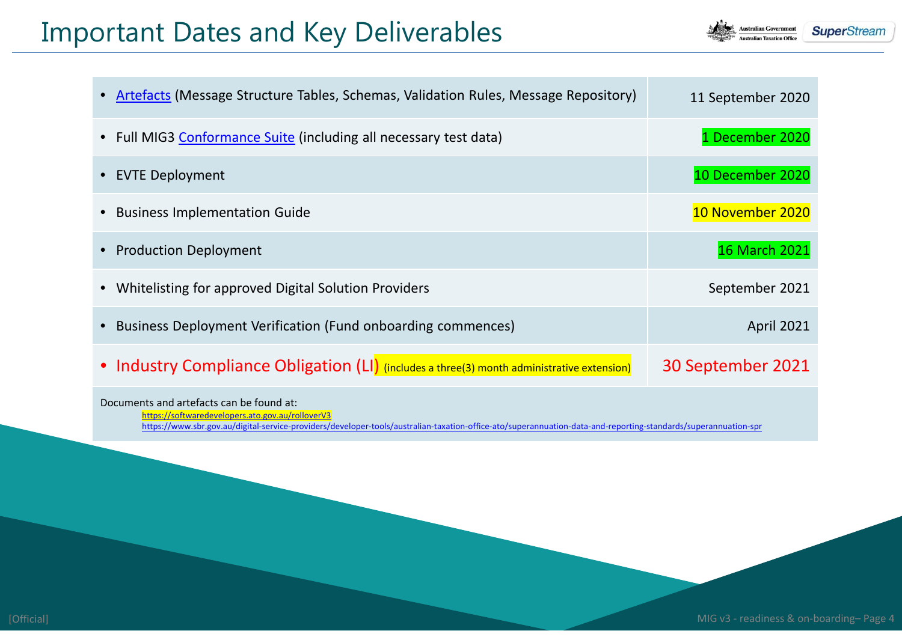# Important Dates and Key Deliverables

| | |
|---|---|
| • Artefacts (Message Structure Tables, Schemas, Validation Rules, Message Repository) | 11 September 2020 |
| • Full MIG3 Conformance Suite (including all necessary test data) | 1 December 2020 |
| • EVTE Deployment | 10 December 2020 |
| • Business Implementation Guide | 10 November 2020 |
| • Production Deployment | 16 March 2021 |
| • Whitelisting for approved Digital Solution Providers | September 2021 |
| • Business Deployment Verification (Fund onboarding commences) | April 2021 |
| • Industry Compliance Obligation (LI) (includes a three(3) month administrative extension) | 30 September 2021 |

Documents and artefacts can be found at:

https://softwaredevelopers.ato.gov.au/rolloverV3

https://www.sbr.gov.au/digital-service-providers/developer-tools/australian-taxation-office-ato/superannuation-data-and-reporting-standards/superannuation-spr

[Official]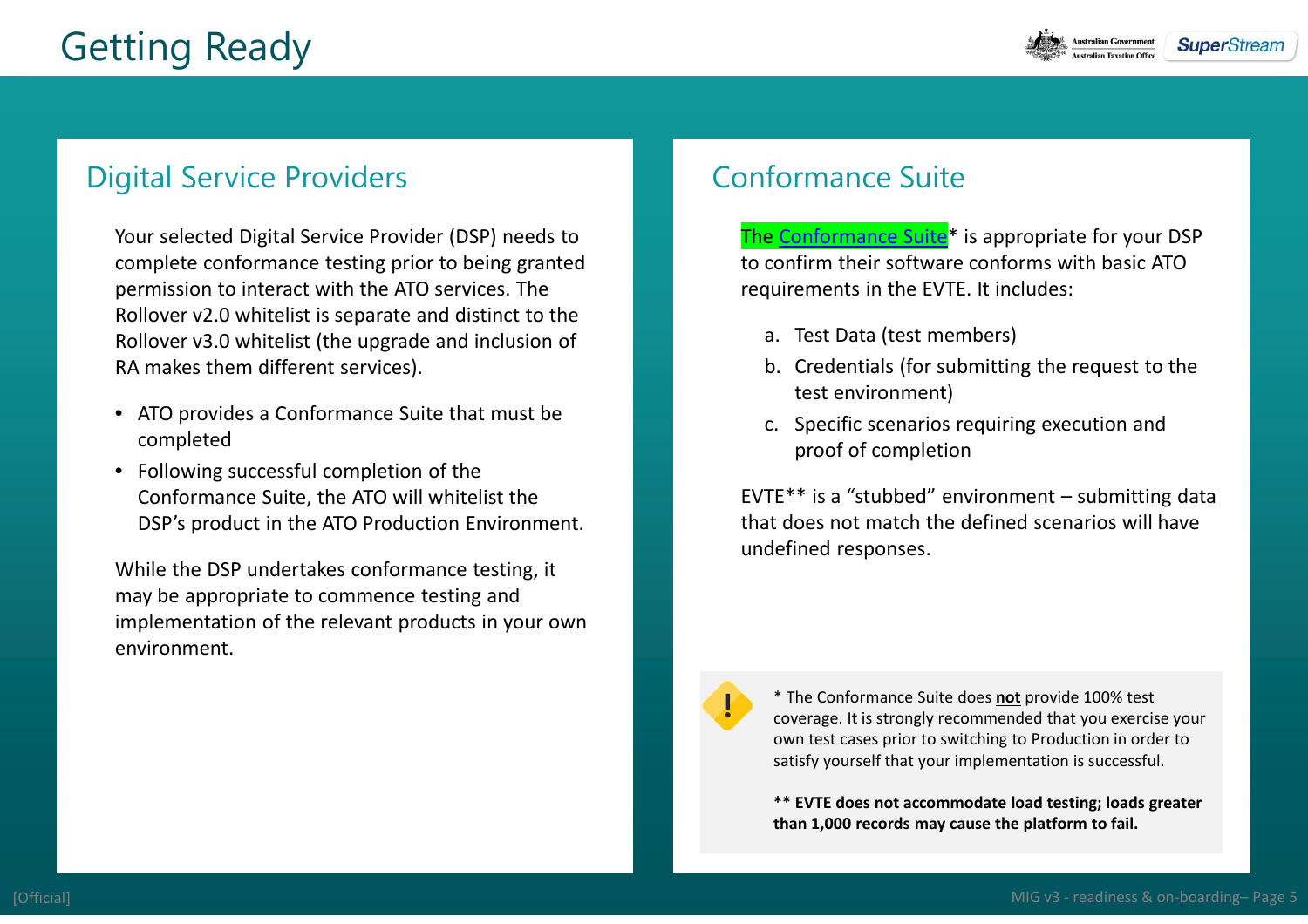# Getting Ready

## Digital Service Providers

Your selected Digital Service Provider (DSP) needs to complete conformance testing prior to being granted permission to interact with the ATO services. The Rollover v2.0 whitelist is separate and distinct to the Rollover v3.0 whitelist (the upgrade and inclusion of RA makes them different services).

- ATO provides a Conformance Suite that must be completed
- Following successful completion of the Conformance Suite, the ATO will whitelist the DSP's product in the ATO Production Environment.

While the DSP undertakes conformance testing, it may be appropriate to commence testing and implementation of the relevant products in your own environment.

## Conformance Suite

The Conformance Suite* is appropriate for your DSP to confirm their software conforms with basic ATO requirements in the EVTE. It includes:

a. Test Data (test members)
b. Credentials (for submitting the request to the test environment)
c. Specific scenarios requiring execution and proof of completion

EVTE** is a "stubbed" environment – submitting data that does not match the defined scenarios will have undefined responses.

* The Conformance Suite does **not** provide 100% test coverage. It is strongly recommended that you exercise your own test cases prior to switching to Production in order to satisfy yourself that your implementation is successful.

**** EVTE does not accommodate load testing; loads greater than 1,000 records may cause the platform to fail.**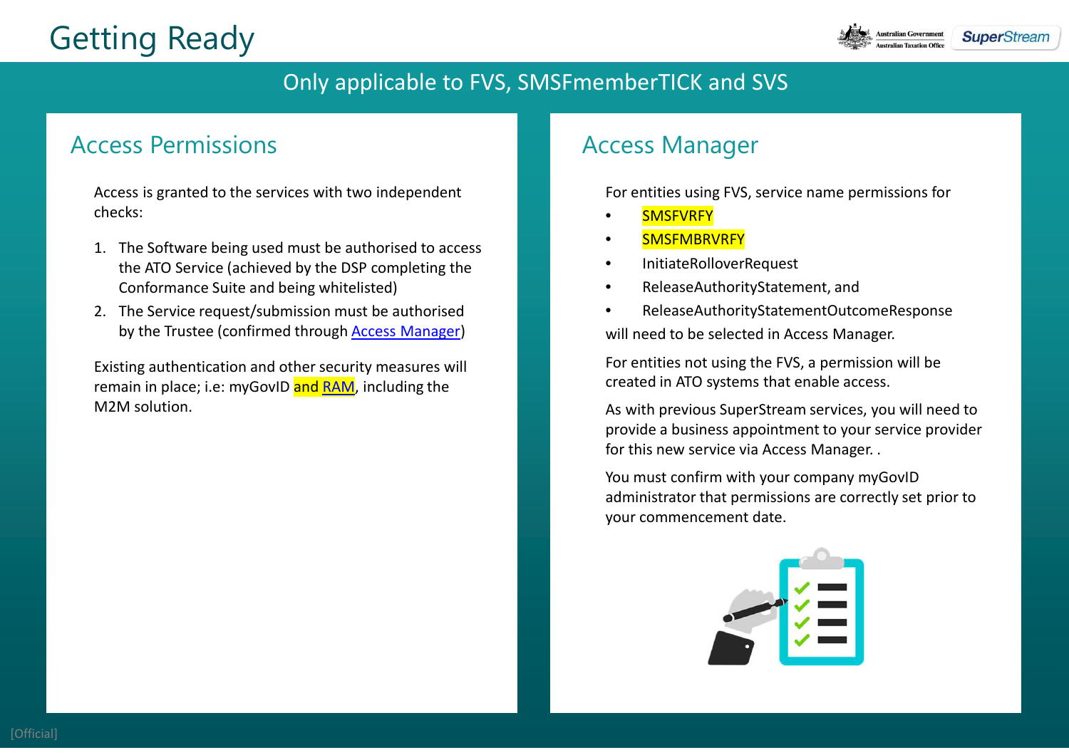# Getting Ready

Only applicable to FVS, SMSFmemberTICK and SVS

## Access Permissions

Access is granted to the services with two independent checks:

1. The Software being used must be authorised to access the ATO Service (achieved by the DSP completing the Conformance Suite and being whitelisted)
2. The Service request/submission must be authorised by the Trustee (confirmed through Access Manager)

Existing authentication and other security measures will remain in place; i.e: myGovID and RAM, including the M2M solution.

## Access Manager

For entities using FVS, service name permissions for

- SMSFVRFY
- SMSFMBRVRFY
- InitiateRolloverRequest
- ReleaseAuthorityStatement, and
- ReleaseAuthorityStatementOutcomeResponse

will need to be selected in Access Manager.

For entities not using the FVS, a permission will be created in ATO systems that enable access.

As with previous SuperStream services, you will need to provide a business appointment to your service provider for this new service via Access Manager. .

You must confirm with your company myGovID administrator that permissions are correctly set prior to your commencement date.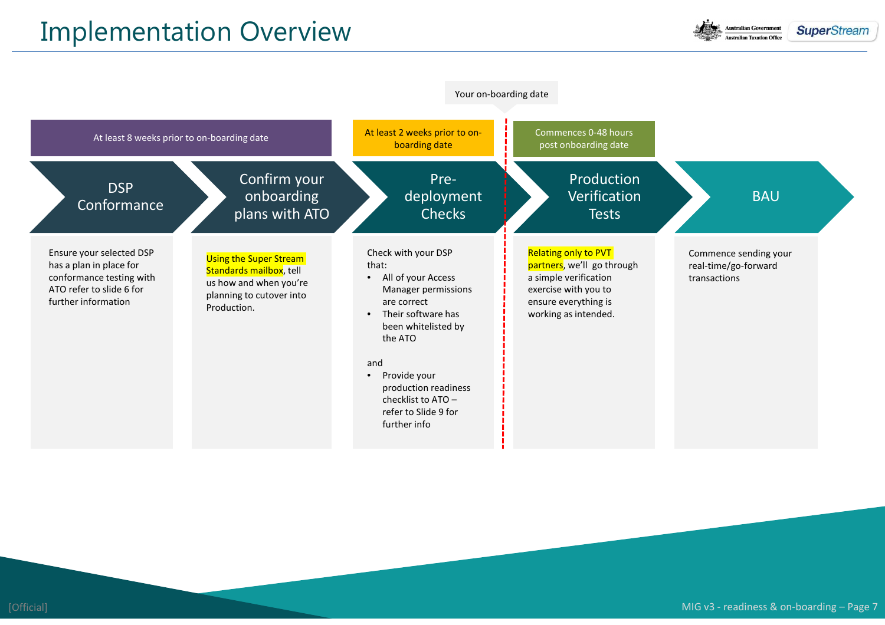# Implementation Overview

Your on-boarding date

## DSP Conformance

At least 8 weeks prior to on-boarding date

Ensure your selected DSP has a plan in place for conformance testing with ATO refer to slide 6 for further information

## Confirm your onboarding plans with ATO

Using the Super Stream Standards mailbox, tell us how and when you're planning to cutover into Production.

## Pre-deployment Checks

At least 2 weeks prior to on-boarding date

Check with your DSP that:

- All of your Access Manager permissions are correct
- Their software has been whitelisted by the ATO

and

- Provide your production readiness checklist to ATO – refer to Slide 9 for further info

## Production Verification Tests

Commences 0-48 hours post onboarding date

Relating only to PVT partners, we'll go through a simple verification exercise with you to ensure everything is working as intended.

## BAU

Commence sending your real-time/go-forward transactions

[Official]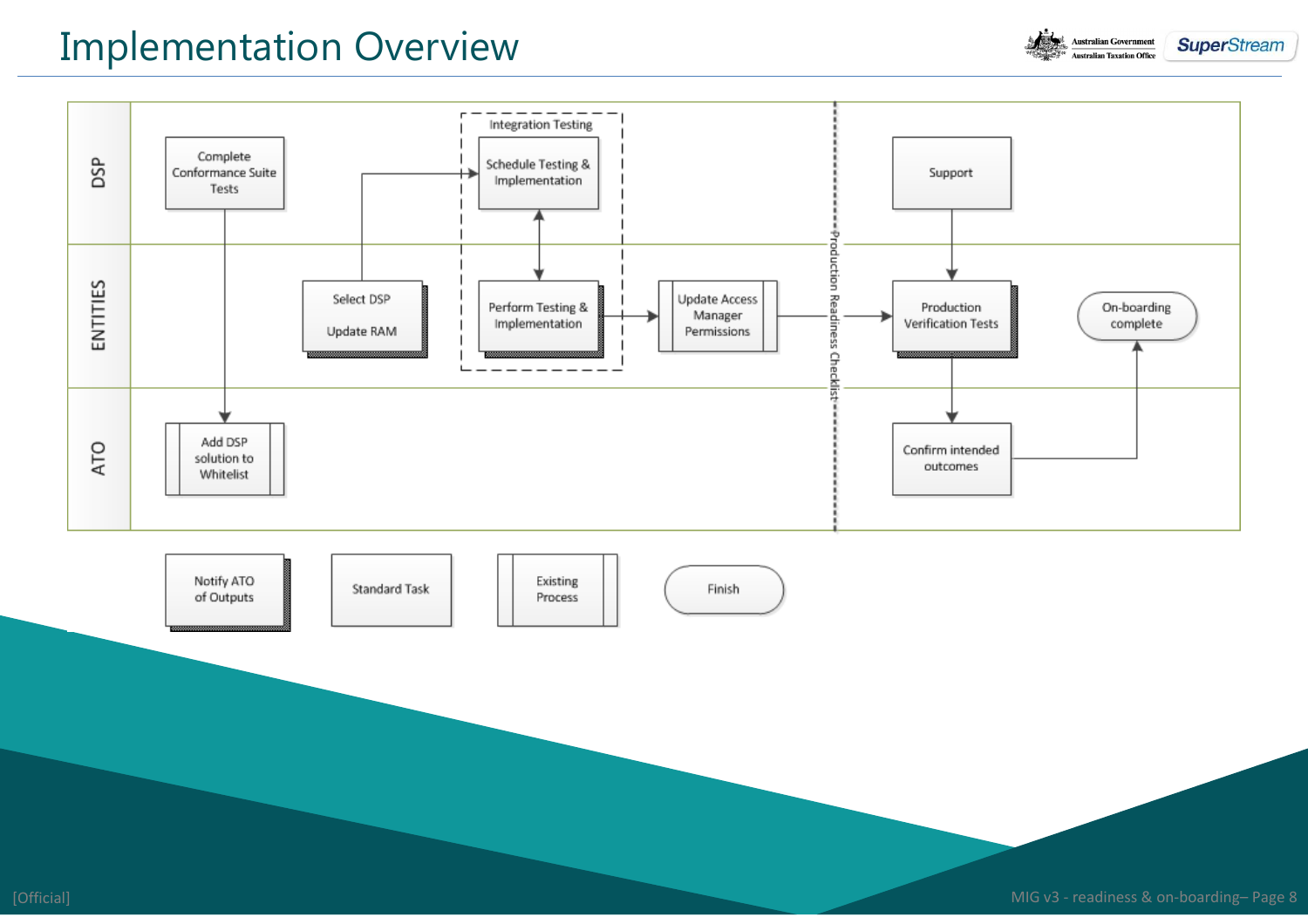# Implementation Overview

DSP

ENTITIES

ATO

Complete Conformance Suite Tests

Select DSP

Update RAM

Integration Testing

Schedule Testing & Implementation

Perform Testing & Implementation

Update Access Manager Permissions

Add DSP solution to Whitelist

Production Readiness Checklist

Support

Production Verification Tests

On-boarding complete

Confirm intended outcomes

Notify ATO of Outputs

Standard Task

Existing Process

Finish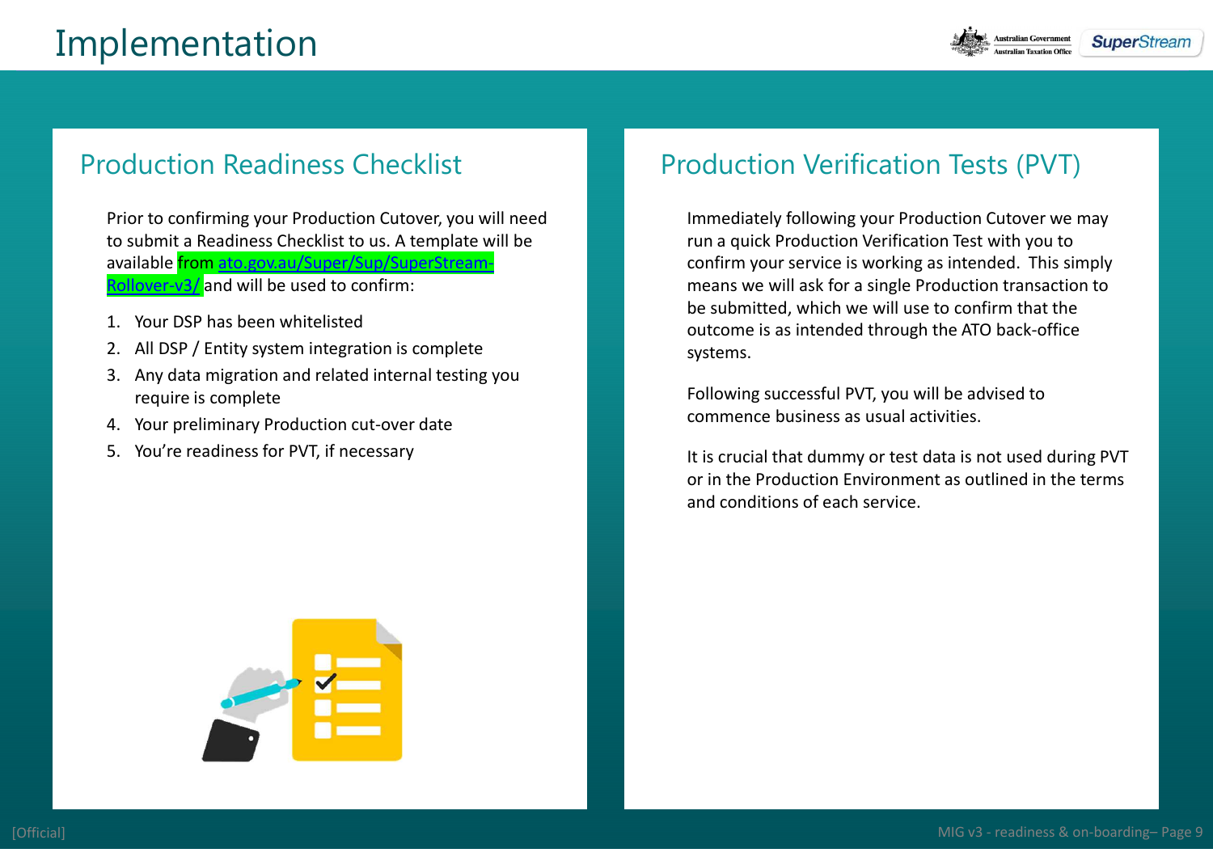# Implementation

## Production Readiness Checklist

Prior to confirming your Production Cutover, you will need to submit a Readiness Checklist to us. A template will be available from ato.gov.au/Super/Sup/SuperStream-Rollover-v3/ and will be used to confirm:

1. Your DSP has been whitelisted
2. All DSP / Entity system integration is complete
3. Any data migration and related internal testing you require is complete
4. Your preliminary Production cut-over date
5. You're readiness for PVT, if necessary

## Production Verification Tests (PVT)

Immediately following your Production Cutover we may run a quick Production Verification Test with you to confirm your service is working as intended. This simply means we will ask for a single Production transaction to be submitted, which we will use to confirm that the outcome is as intended through the ATO back-office systems.

Following successful PVT, you will be advised to commence business as usual activities.

It is crucial that dummy or test data is not used during PVT or in the Production Environment as outlined in the terms and conditions of each service.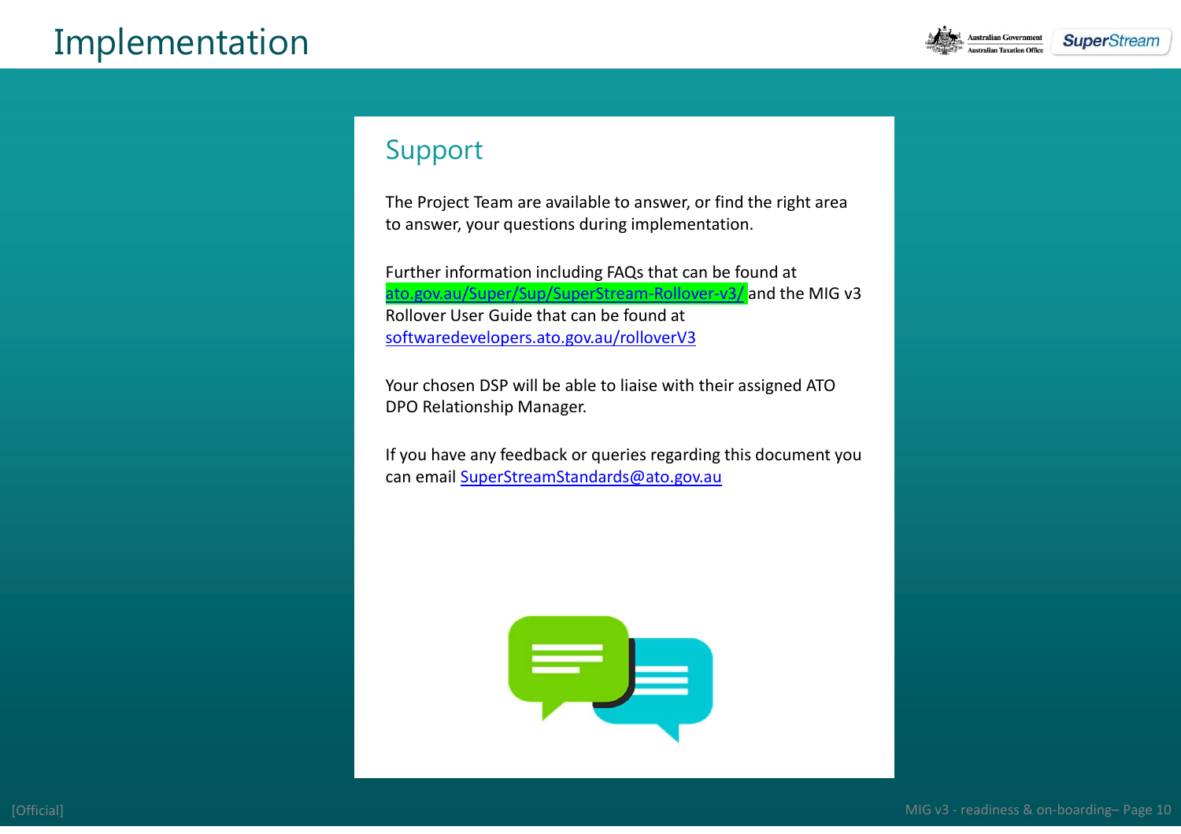# Implementation

## Support

The Project Team are available to answer, or find the right area to answer, your questions during implementation.

Further information including FAQs that can be found at ato.gov.au/Super/Sup/SuperStream-Rollover-v3/ and the MIG v3 Rollover User Guide that can be found at softwaredevelopers.ato.gov.au/rolloverV3

Your chosen DSP will be able to liaise with their assigned ATO DPO Relationship Manager.

If you have any feedback or queries regarding this document you can email SuperStreamStandards@ato.gov.au

[Official]